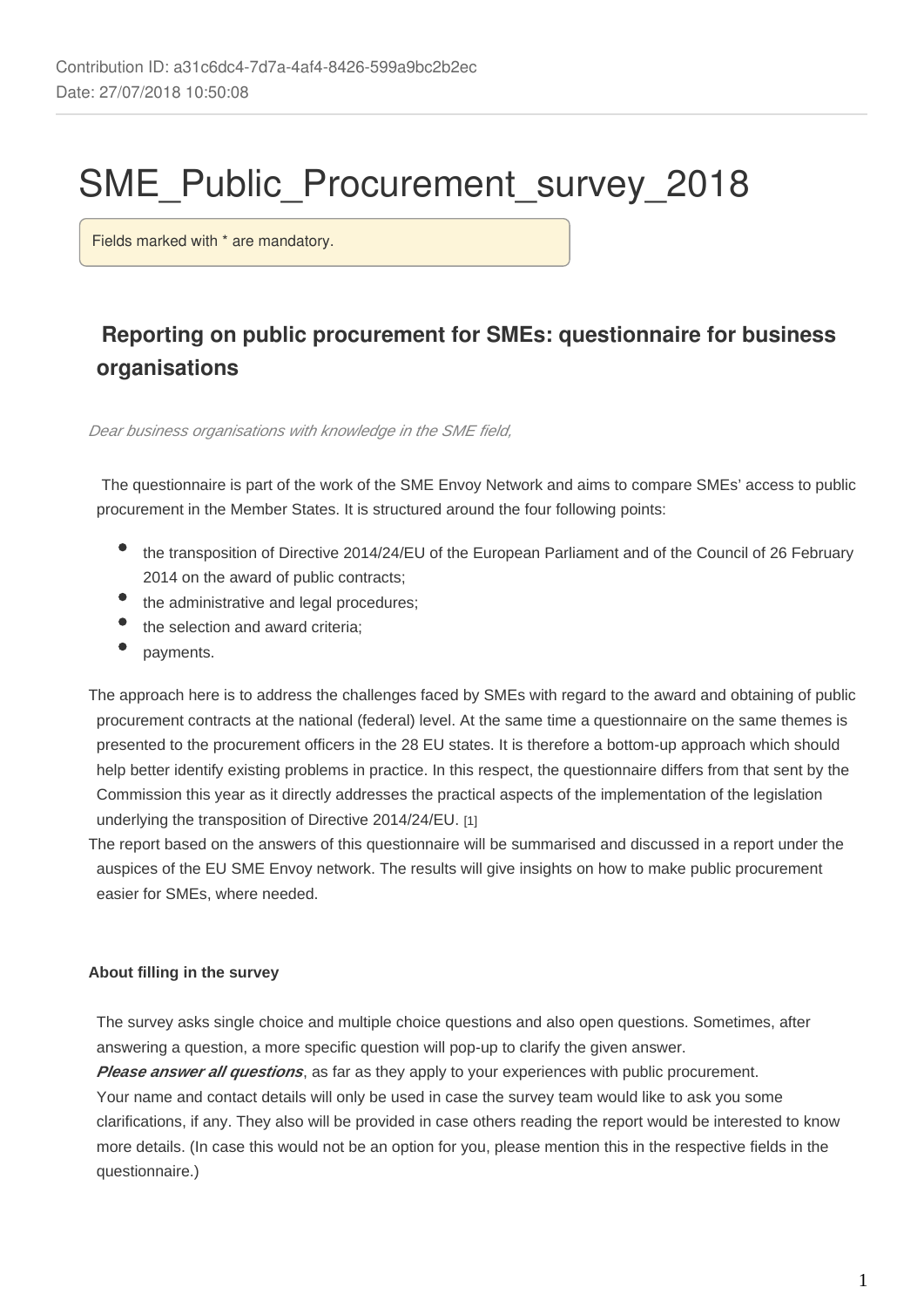Contribution ID: a31c6dc4-7d7a-4af4-8426-599a9bc2b2ec
Date: 27/07/2018 10:50:08

# SME_Public_Procurement_survey_2018

Fields marked with * are mandatory.

## Reporting on public procurement for SMEs: questionnaire for business organisations

*Dear business organisations with knowledge in the SME field,*

The questionnaire is part of the work of the SME Envoy Network and aims to compare SMEs' access to public procurement in the Member States. It is structured around the four following points:

- the transposition of Directive 2014/24/EU of the European Parliament and of the Council of 26 February 2014 on the award of public contracts;
- the administrative and legal procedures;
- the selection and award criteria;
- payments.

The approach here is to address the challenges faced by SMEs with regard to the award and obtaining of public procurement contracts at the national (federal) level. At the same time a questionnaire on the same themes is presented to the procurement officers in the 28 EU states. It is therefore a bottom-up approach which should help better identify existing problems in practice. In this respect, the questionnaire differs from that sent by the Commission this year as it directly addresses the practical aspects of the implementation of the legislation underlying the transposition of Directive 2014/24/EU. [1]

The report based on the answers of this questionnaire will be summarised and discussed in a report under the auspices of the EU SME Envoy network. The results will give insights on how to make public procurement easier for SMEs, where needed.

**About filling in the survey**

The survey asks single choice and multiple choice questions and also open questions. Sometimes, after answering a question, a more specific question will pop-up to clarify the given answer.

***Please answer all questions***, as far as they apply to your experiences with public procurement.

Your name and contact details will only be used in case the survey team would like to ask you some clarifications, if any. They also will be provided in case others reading the report would be interested to know more details. (In case this would not be an option for you, please mention this in the respective fields in the questionnaire.)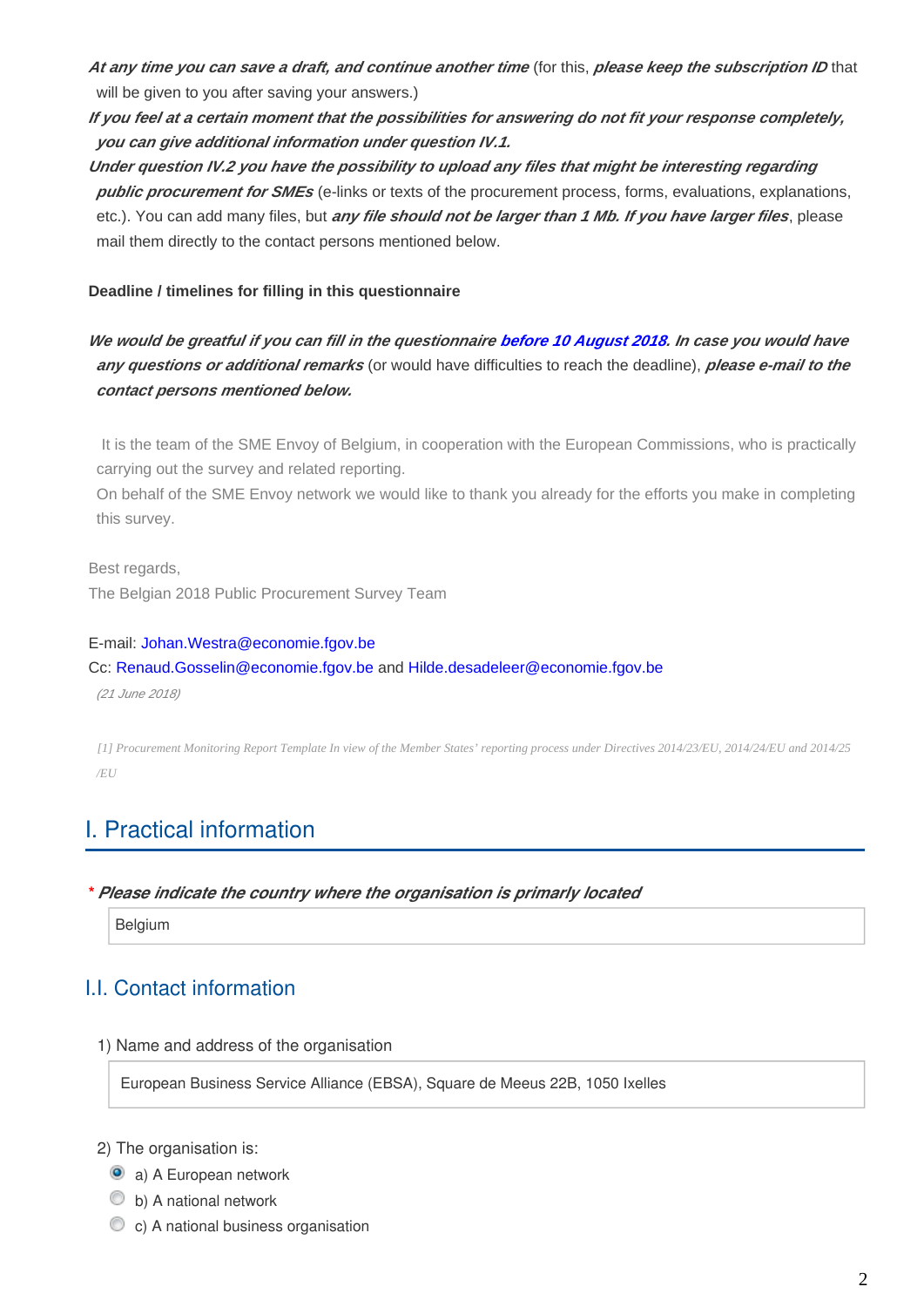***At any time you can save a draft, and continue another time*** (for this, ***please keep the subscription ID*** that will be given to you after saving your answers.)

***If you feel at a certain moment that the possibilities for answering do not fit your response completely, you can give additional information under question IV.1.***

***Under question IV.2 you have the possibility to upload any files that might be interesting regarding public procurement for SMEs*** (e-links or texts of the procurement process, forms, evaluations, explanations, etc.). You can add many files, but ***any file should not be larger than 1 Mb. If you have larger files***, please mail them directly to the contact persons mentioned below.

**Deadline / timelines for filling in this questionnaire**

***We would be greatful if you can fill in the questionnaire before 10 August 2018. In case you would have any questions or additional remarks*** (or would have difficulties to reach the deadline), ***please e-mail to the contact persons mentioned below.***

It is the team of the SME Envoy of Belgium, in cooperation with the European Commissions, who is practically carrying out the survey and related reporting.

On behalf of the SME Envoy network we would like to thank you already for the efforts you make in completing this survey.

Best regards,
The Belgian 2018 Public Procurement Survey Team

E-mail: Johan.Westra@economie.fgov.be
Cc: Renaud.Gosselin@economie.fgov.be and Hilde.desadeleer@economie.fgov.be

*(21 June 2018)*

*[1] Procurement Monitoring Report Template In view of the Member States' reporting process under Directives 2014/23/EU, 2014/24/EU and 2014/25/EU*

# I. Practical information

\* ***Please indicate the country where the organisation is primarly located***

Belgium

## I.I. Contact information

1) Name and address of the organisation

European Business Service Alliance (EBSA), Square de Meeus 22B, 1050 Ixelles

2) The organisation is:

- (x) a) A European network
- ( ) b) A national network
- ( ) c) A national business organisation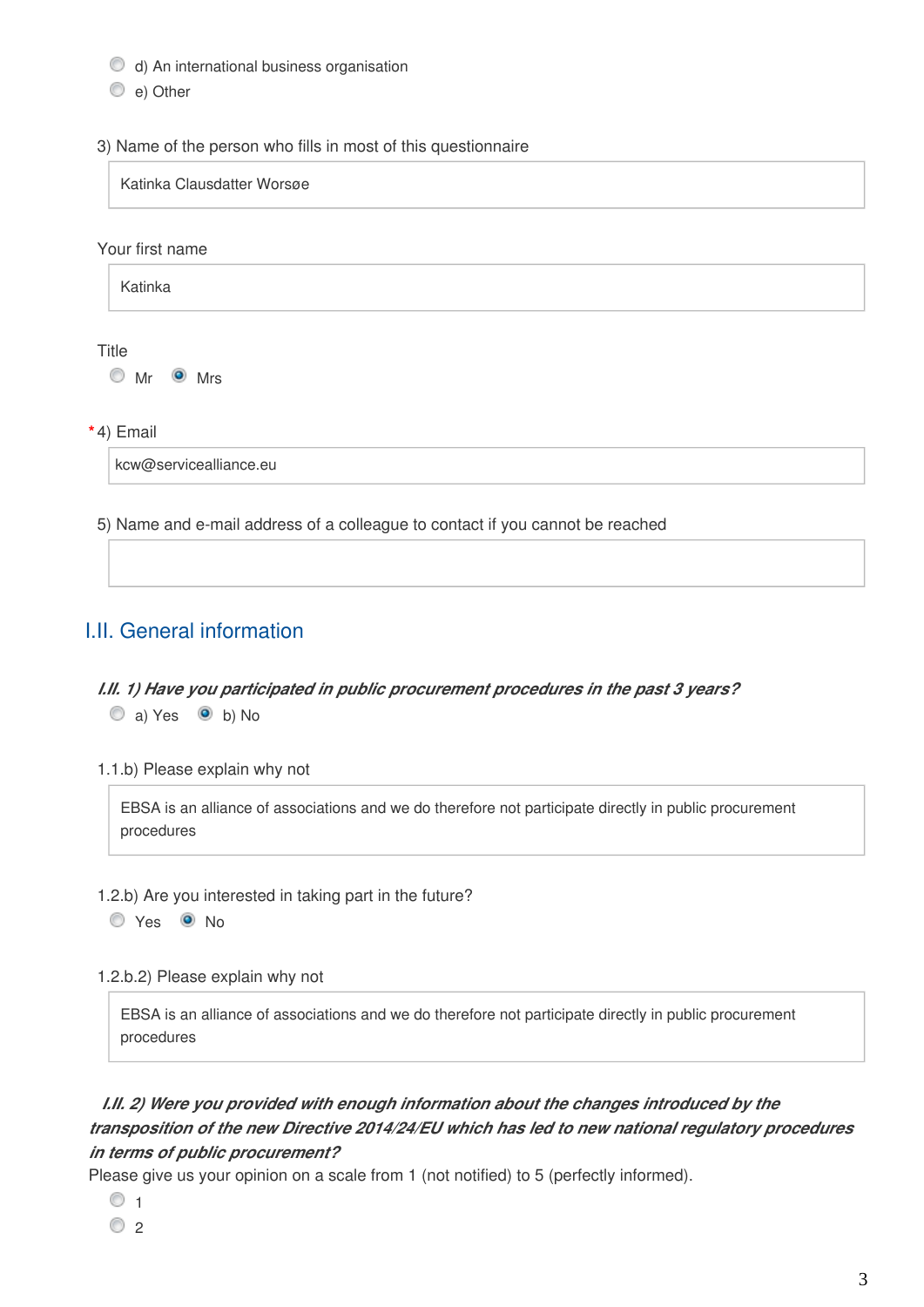- d) An international business organisation
- e) Other

3) Name of the person who fills in most of this questionnaire

Katinka Clausdatter Worsøe

Your first name

Katinka

Title

- Mr
- (x) Mrs

*4) Email

kcw@servicealliance.eu

5) Name and e-mail address of a colleague to contact if you cannot be reached

## I.II. General information

***I.II. 1) Have you participated in public procurement procedures in the past 3 years?***

- a) Yes
- (x) b) No

1.1.b) Please explain why not

EBSA is an alliance of associations and we do therefore not participate directly in public procurement procedures

1.2.b) Are you interested in taking part in the future?

- Yes
- (x) No

1.2.b.2) Please explain why not

EBSA is an alliance of associations and we do therefore not participate directly in public procurement procedures

***I.II. 2) Were you provided with enough information about the changes introduced by the transposition of the new Directive 2014/24/EU which has led to new national regulatory procedures in terms of public procurement?***

Please give us your opinion on a scale from 1 (not notified) to 5 (perfectly informed).

- 1
- 2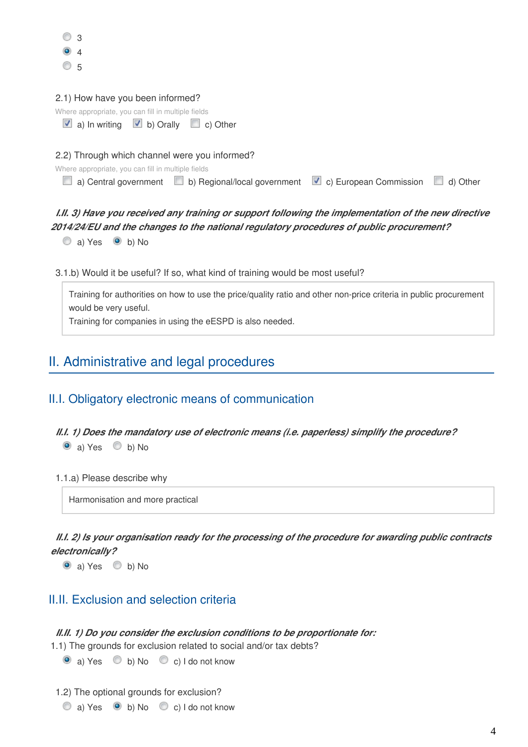- ( ) 3
- (•) 4
- ( ) 5

2.1) How have you been informed?

Where appropriate, you can fill in multiple fields

- [x] a) In writing
- [x] b) Orally
- [ ] c) Other

2.2) Through which channel were you informed?

Where appropriate, you can fill in multiple fields

- [ ] a) Central government
- [ ] b) Regional/local government
- [x] c) European Commission
- [ ] d) Other

***I.II. 3) Have you received any training or support following the implementation of the new directive 2014/24/EU and the changes to the national regulatory procedures of public procurement?***

- ( ) a) Yes
- (•) b) No

3.1.b) Would it be useful? If so, what kind of training would be most useful?

> Training for authorities on how to use the price/quality ratio and other non-price criteria in public procurement would be very useful.
> Training for companies in using the eESPD is also needed.

## II. Administrative and legal procedures

### II.I. Obligatory electronic means of communication

***II.I. 1) Does the mandatory use of electronic means (i.e. paperless) simplify the procedure?***

- (•) a) Yes
- ( ) b) No

1.1.a) Please describe why

> Harmonisation and more practical

***II.I. 2) Is your organisation ready for the processing of the procedure for awarding public contracts electronically?***

- (•) a) Yes
- ( ) b) No

### II.II. Exclusion and selection criteria

***II.II. 1) Do you consider the exclusion conditions to be proportionate for:***

1.1) The grounds for exclusion related to social and/or tax debts?

- (•) a) Yes
- ( ) b) No
- ( ) c) I do not know

1.2) The optional grounds for exclusion?

- ( ) a) Yes
- (•) b) No
- ( ) c) I do not know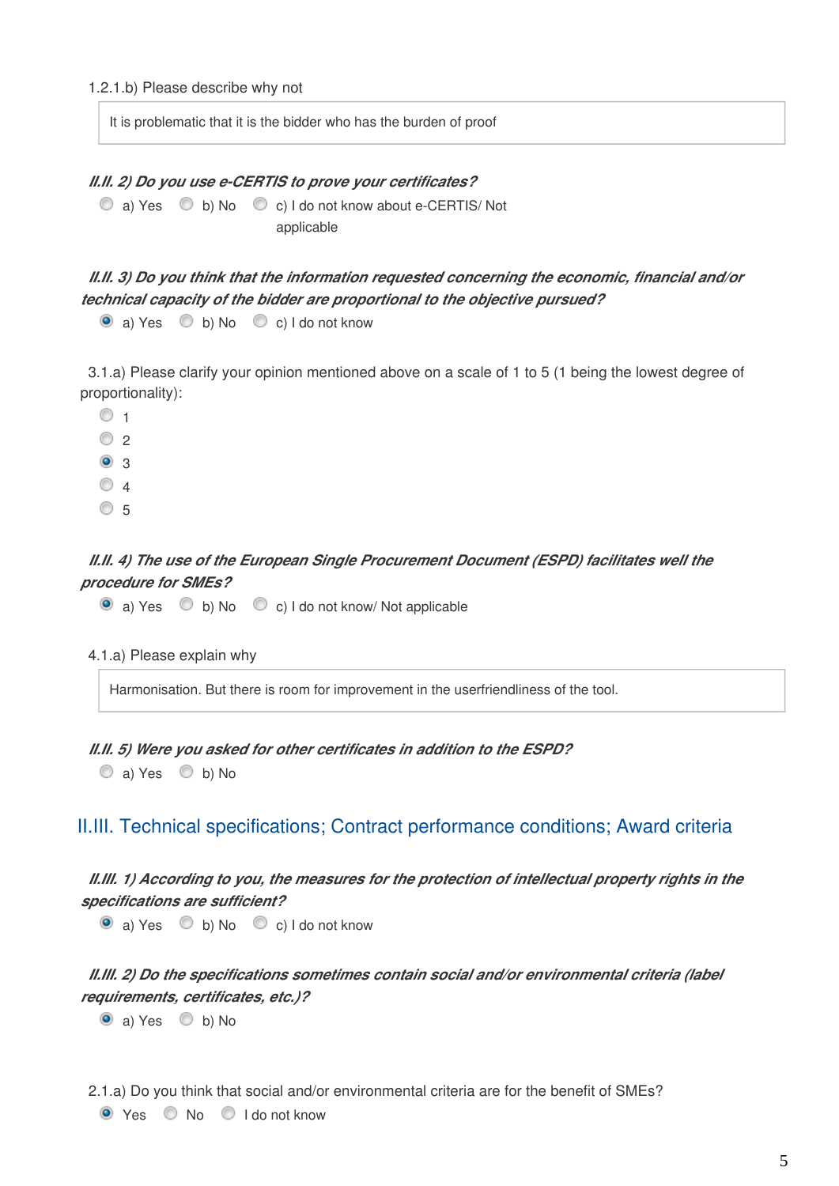1.2.1.b) Please describe why not

It is problematic that it is the bidder who has the burden of proof

***II.II. 2) Do you use e-CERTIS to prove your certificates?***

- a) Yes
- b) No
- c) I do not know about e-CERTIS/ Not applicable

***II.II. 3) Do you think that the information requested concerning the economic, financial and/or technical capacity of the bidder are proportional to the objective pursued?***

- (selected) a) Yes
- b) No
- c) I do not know

3.1.a) Please clarify your opinion mentioned above on a scale of 1 to 5 (1 being the lowest degree of proportionality):

- 1
- 2
- (selected) 3
- 4
- 5

***II.II. 4) The use of the European Single Procurement Document (ESPD) facilitates well the procedure for SMEs?***

- (selected) a) Yes
- b) No
- c) I do not know/ Not applicable

4.1.a) Please explain why

Harmonisation. But there is room for improvement in the userfriendliness of the tool.

***II.II. 5) Were you asked for other certificates in addition to the ESPD?***

- a) Yes
- b) No

## II.III. Technical specifications; Contract performance conditions; Award criteria

***II.III. 1) According to you, the measures for the protection of intellectual property rights in the specifications are sufficient?***

- (selected) a) Yes
- b) No
- c) I do not know

***II.III. 2) Do the specifications sometimes contain social and/or environmental criteria (label requirements, certificates, etc.)?***

- (selected) a) Yes
- b) No

2.1.a) Do you think that social and/or environmental criteria are for the benefit of SMEs?

- (selected) Yes
- No
- I do not know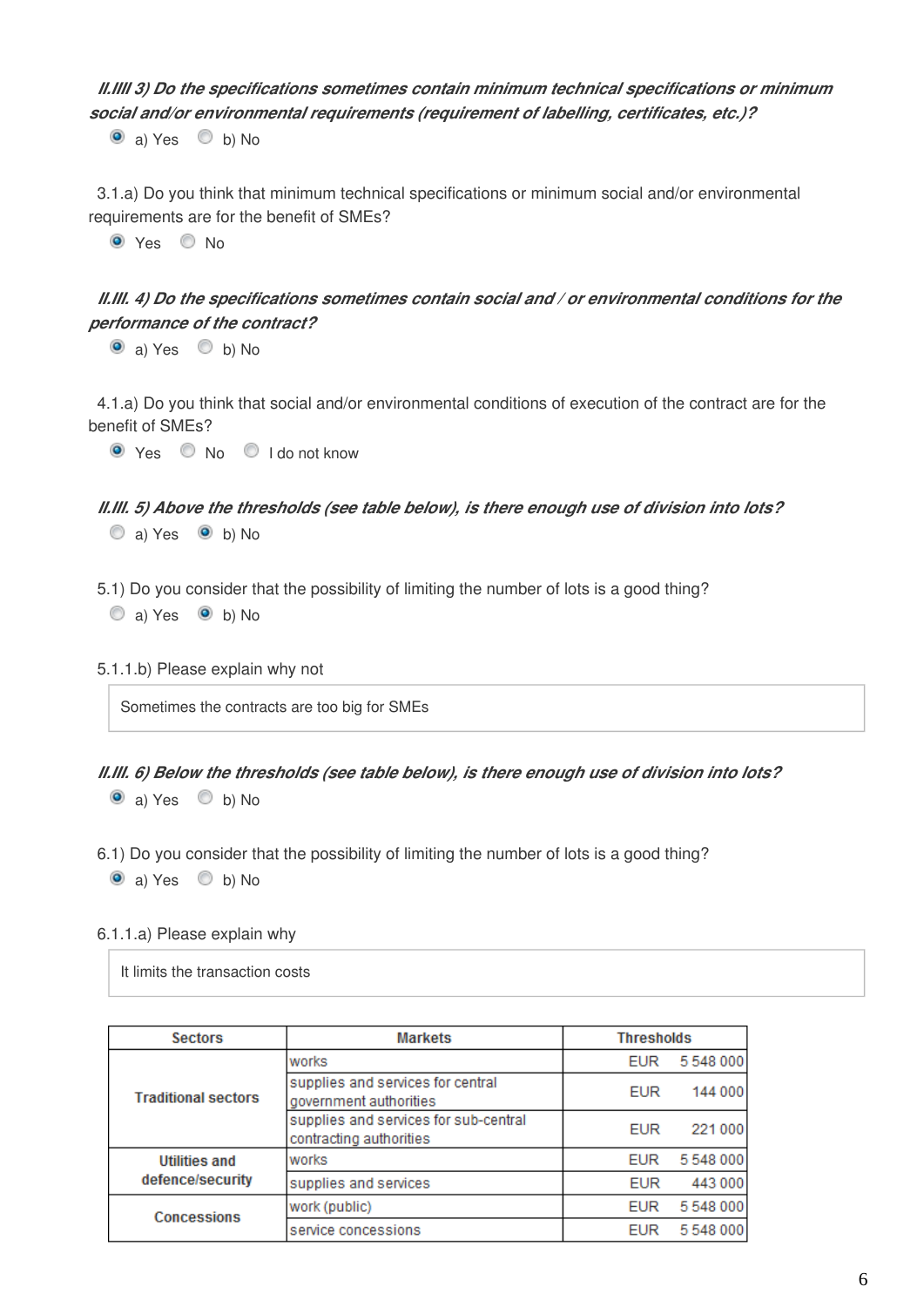***II.III 3) Do the specifications sometimes contain minimum technical specifications or minimum social and/or environmental requirements (requirement of labelling, certificates, etc.)?***

- (●) a) Yes
- ( ) b) No

3.1.a) Do you think that minimum technical specifications or minimum social and/or environmental requirements are for the benefit of SMEs?

- (●) Yes
- ( ) No

***II.III. 4) Do the specifications sometimes contain social and / or environmental conditions for the performance of the contract?***

- (●) a) Yes
- ( ) b) No

4.1.a) Do you think that social and/or environmental conditions of execution of the contract are for the benefit of SMEs?

- (●) Yes
- ( ) No
- ( ) I do not know

***II.III. 5) Above the thresholds (see table below), is there enough use of division into lots?***

- ( ) a) Yes
- (●) b) No

5.1) Do you consider that the possibility of limiting the number of lots is a good thing?

- ( ) a) Yes
- (●) b) No

5.1.1.b) Please explain why not

> Sometimes the contracts are too big for SMEs

***II.III. 6) Below the thresholds (see table below), is there enough use of division into lots?***

- (●) a) Yes
- ( ) b) No

6.1) Do you consider that the possibility of limiting the number of lots is a good thing?

- (●) a) Yes
- ( ) b) No

6.1.1.a) Please explain why

> It limits the transaction costs

| Sectors | Markets | Thresholds |
|---|---|---|
| Traditional sectors | works | EUR 5 548 000 |
| | supplies and services for central government authorities | EUR 144 000 |
| | supplies and services for sub-central contracting authorities | EUR 221 000 |
| Utilities and defence/security | works | EUR 5 548 000 |
| | supplies and services | EUR 443 000 |
| Concessions | work (public) | EUR 5 548 000 |
| | service concessions | EUR 5 548 000 |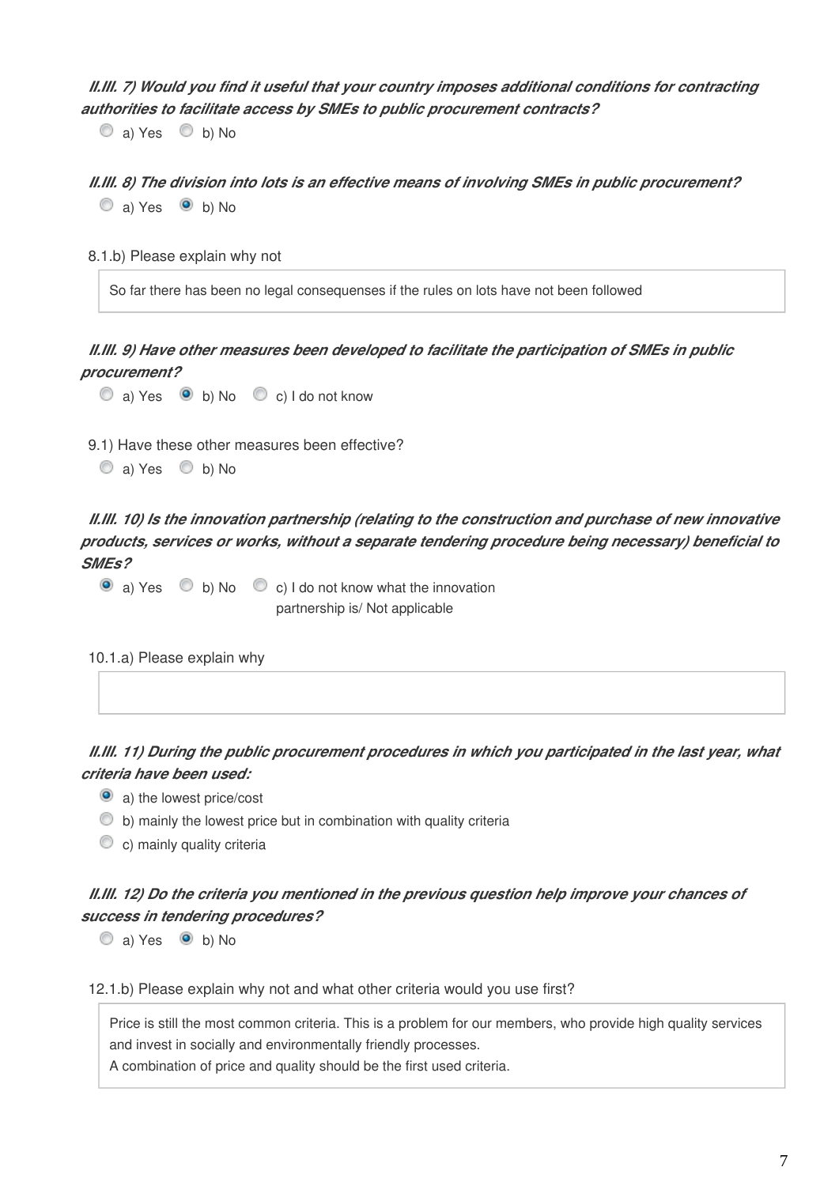***II.III. 7) Would you find it useful that your country imposes additional conditions for contracting authorities to facilitate access by SMEs to public procurement contracts?***

- ○ a) Yes
- ○ b) No

***II.III. 8) The division into lots is an effective means of involving SMEs in public procurement?***

- ○ a) Yes
- ● b) No

8.1.b) Please explain why not

> So far there has been no legal consequenses if the rules on lots have not been followed

***II.III. 9) Have other measures been developed to facilitate the participation of SMEs in public procurement?***

- ○ a) Yes
- ● b) No
- ○ c) I do not know

9.1) Have these other measures been effective?

- ○ a) Yes
- ○ b) No

***II.III. 10) Is the innovation partnership (relating to the construction and purchase of new innovative products, services or works, without a separate tendering procedure being necessary) beneficial to SMEs?***

- ● a) Yes
- ○ b) No
- ○ c) I do not know what the innovation partnership is/ Not applicable

10.1.a) Please explain why

> 

***II.III. 11) During the public procurement procedures in which you participated in the last year, what criteria have been used:***

- ● a) the lowest price/cost
- ○ b) mainly the lowest price but in combination with quality criteria
- ○ c) mainly quality criteria

***II.III. 12) Do the criteria you mentioned in the previous question help improve your chances of success in tendering procedures?***

- ○ a) Yes
- ● b) No

12.1.b) Please explain why not and what other criteria would you use first?

> Price is still the most common criteria. This is a problem for our members, who provide high quality services and invest in socially and environmentally friendly processes.
> A combination of price and quality should be the first used criteria.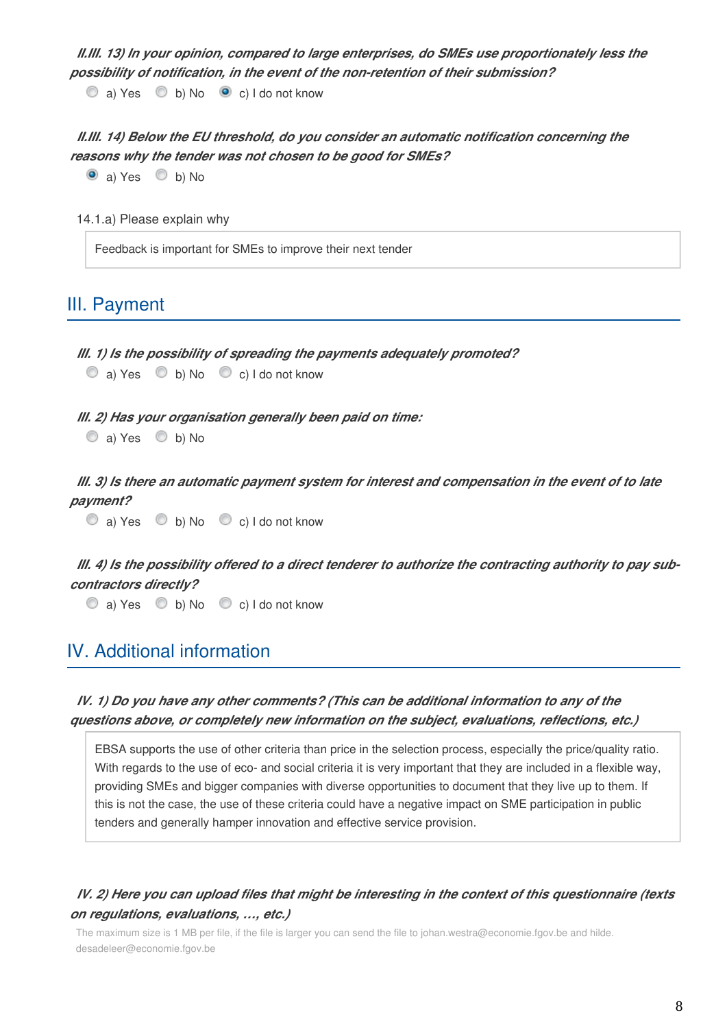***II.III. 13) In your opinion, compared to large enterprises, do SMEs use proportionately less the possibility of notification, in the event of the non-retention of their submission?***

- ○ a) Yes
- ○ b) No
- ● c) I do not know

***II.III. 14) Below the EU threshold, do you consider an automatic notification concerning the reasons why the tender was not chosen to be good for SMEs?***

- ● a) Yes
- ○ b) No

14.1.a) Please explain why

> Feedback is important for SMEs to improve their next tender

## III. Payment

***III. 1) Is the possibility of spreading the payments adequately promoted?***

- ○ a) Yes
- ○ b) No
- ○ c) I do not know

***III. 2) Has your organisation generally been paid on time:***

- ○ a) Yes
- ○ b) No

***III. 3) Is there an automatic payment system for interest and compensation in the event of to late payment?***

- ○ a) Yes
- ○ b) No
- ○ c) I do not know

***III. 4) Is the possibility offered to a direct tenderer to authorize the contracting authority to pay sub-contractors directly?***

- ○ a) Yes
- ○ b) No
- ○ c) I do not know

## IV. Additional information

***IV. 1) Do you have any other comments? (This can be additional information to any of the questions above, or completely new information on the subject, evaluations, reflections, etc.)***

> EBSA supports the use of other criteria than price in the selection process, especially the price/quality ratio. With regards to the use of eco- and social criteria it is very important that they are included in a flexible way, providing SMEs and bigger companies with diverse opportunities to document that they live up to them. If this is not the case, the use of these criteria could have a negative impact on SME participation in public tenders and generally hamper innovation and effective service provision.

***IV. 2) Here you can upload files that might be interesting in the context of this questionnaire (texts on regulations, evaluations, ..., etc.)***

The maximum size is 1 MB per file, if the file is larger you can send the file to johan.westra@economie.fgov.be and hilde.desadeleer@economie.fgov.be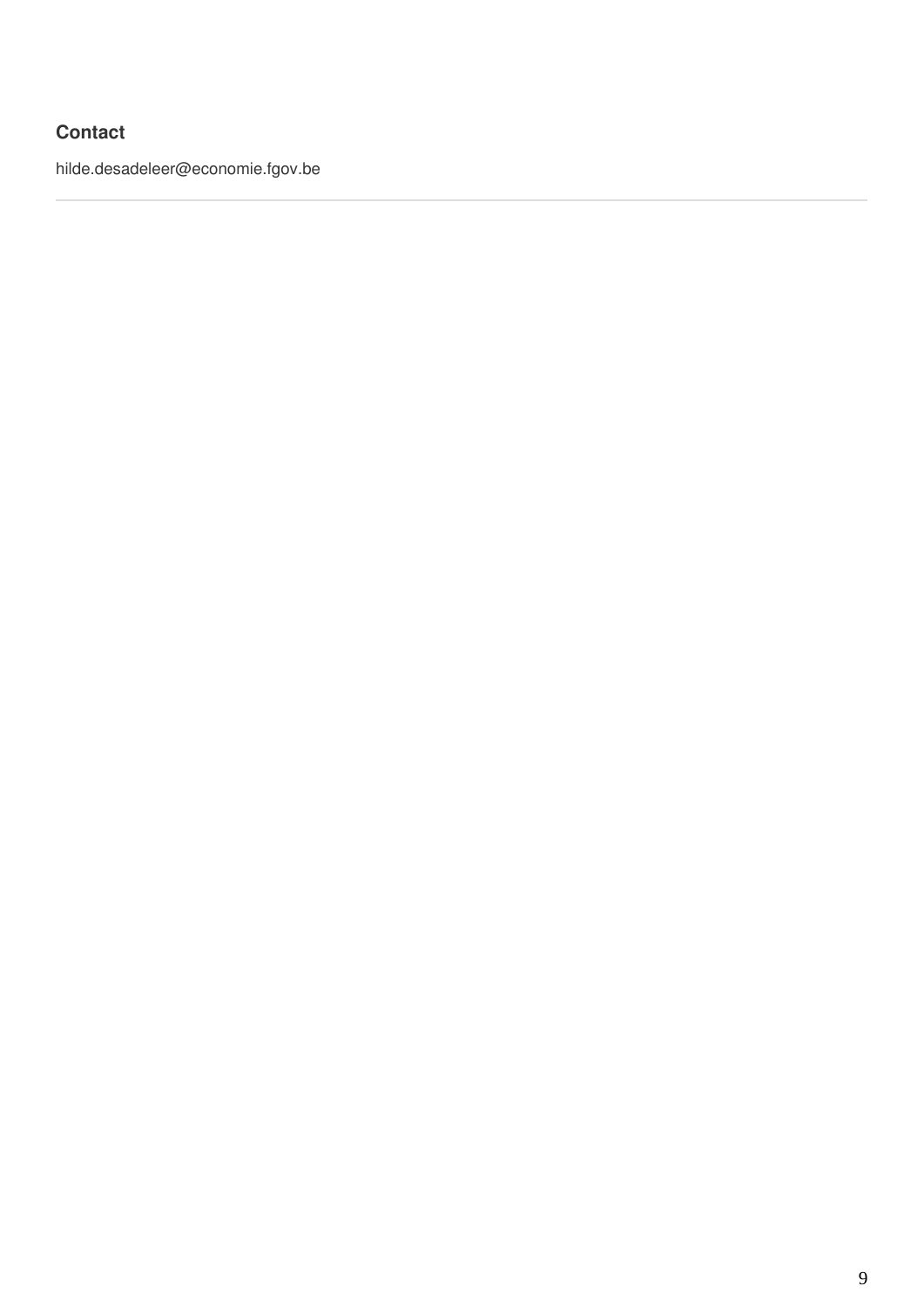**Contact**

hilde.desadeleer@economie.fgov.be

---